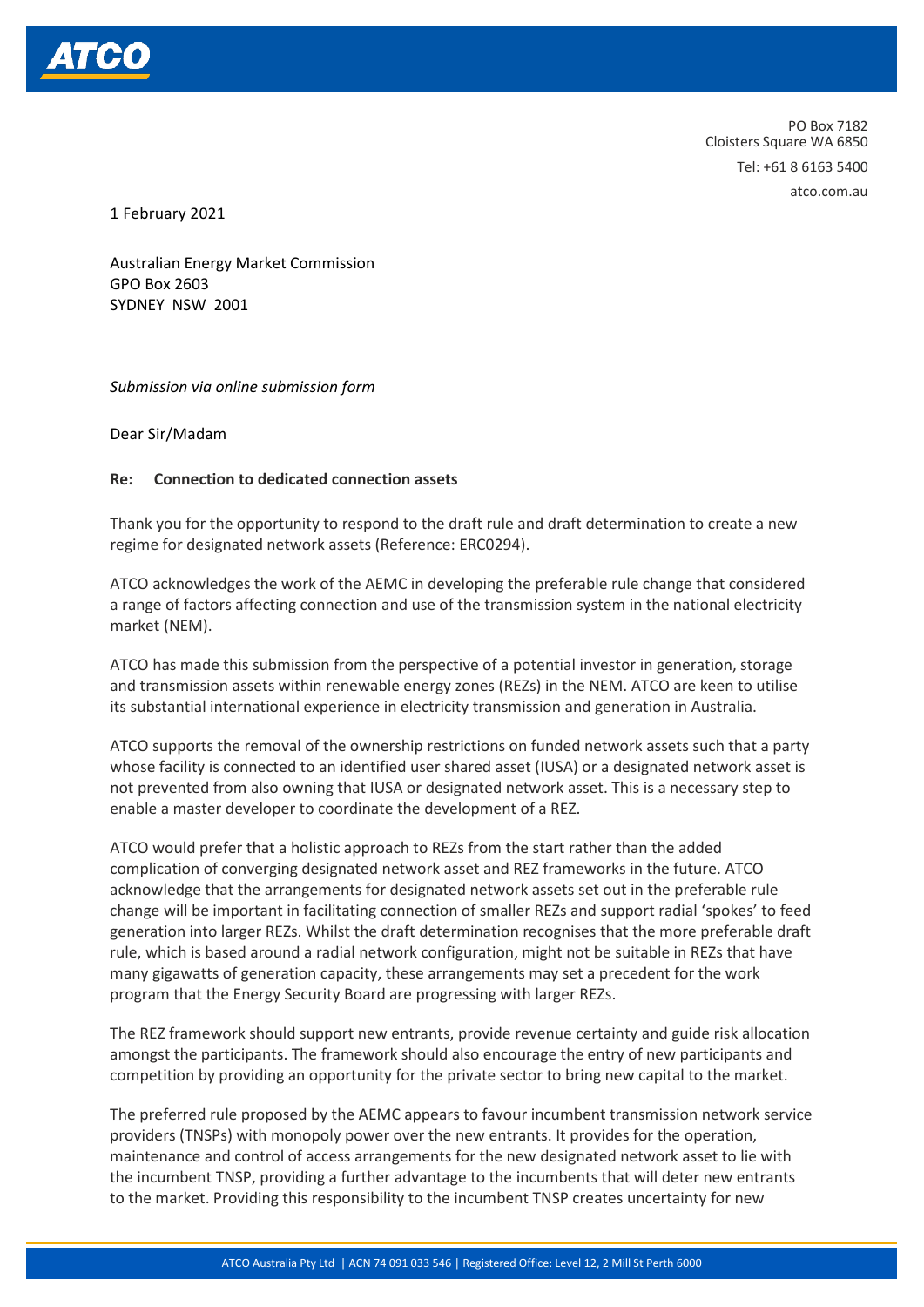PO Box 7182
Cloisters Square WA 6850
Tel: +61 8 6163 5400
atco.com.au

1 February 2021

Australian Energy Market Commission
GPO Box 2603
SYDNEY NSW 2001

*Submission via online submission form*

Dear Sir/Madam

**Re: Connection to dedicated connection assets**

Thank you for the opportunity to respond to the draft rule and draft determination to create a new regime for designated network assets (Reference: ERC0294).

ATCO acknowledges the work of the AEMC in developing the preferable rule change that considered a range of factors affecting connection and use of the transmission system in the national electricity market (NEM).

ATCO has made this submission from the perspective of a potential investor in generation, storage and transmission assets within renewable energy zones (REZs) in the NEM. ATCO are keen to utilise its substantial international experience in electricity transmission and generation in Australia.

ATCO supports the removal of the ownership restrictions on funded network assets such that a party whose facility is connected to an identified user shared asset (IUSA) or a designated network asset is not prevented from also owning that IUSA or designated network asset. This is a necessary step to enable a master developer to coordinate the development of a REZ.

ATCO would prefer that a holistic approach to REZs from the start rather than the added complication of converging designated network asset and REZ frameworks in the future. ATCO acknowledge that the arrangements for designated network assets set out in the preferable rule change will be important in facilitating connection of smaller REZs and support radial 'spokes' to feed generation into larger REZs. Whilst the draft determination recognises that the more preferable draft rule, which is based around a radial network configuration, might not be suitable in REZs that have many gigawatts of generation capacity, these arrangements may set a precedent for the work program that the Energy Security Board are progressing with larger REZs.

The REZ framework should support new entrants, provide revenue certainty and guide risk allocation amongst the participants. The framework should also encourage the entry of new participants and competition by providing an opportunity for the private sector to bring new capital to the market.

The preferred rule proposed by the AEMC appears to favour incumbent transmission network service providers (TNSPs) with monopoly power over the new entrants. It provides for the operation, maintenance and control of access arrangements for the new designated network asset to lie with the incumbent TNSP, providing a further advantage to the incumbents that will deter new entrants to the market. Providing this responsibility to the incumbent TNSP creates uncertainty for new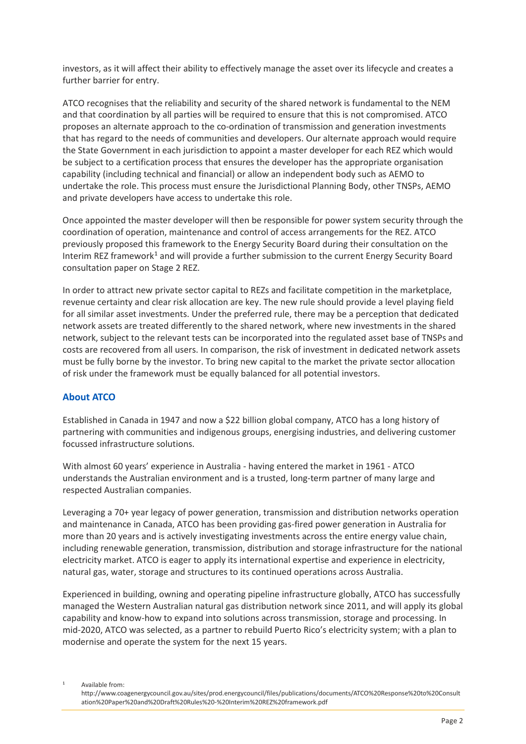investors, as it will affect their ability to effectively manage the asset over its lifecycle and creates a further barrier for entry.

ATCO recognises that the reliability and security of the shared network is fundamental to the NEM and that coordination by all parties will be required to ensure that this is not compromised. ATCO proposes an alternate approach to the co-ordination of transmission and generation investments that has regard to the needs of communities and developers. Our alternate approach would require the State Government in each jurisdiction to appoint a master developer for each REZ which would be subject to a certification process that ensures the developer has the appropriate organisation capability (including technical and financial) or allow an independent body such as AEMO to undertake the role. This process must ensure the Jurisdictional Planning Body, other TNSPs, AEMO and private developers have access to undertake this role.

Once appointed the master developer will then be responsible for power system security through the coordination of operation, maintenance and control of access arrangements for the REZ. ATCO previously proposed this framework to the Energy Security Board during their consultation on the Interim REZ framework[1] and will provide a further submission to the current Energy Security Board consultation paper on Stage 2 REZ.

In order to attract new private sector capital to REZs and facilitate competition in the marketplace, revenue certainty and clear risk allocation are key. The new rule should provide a level playing field for all similar asset investments. Under the preferred rule, there may be a perception that dedicated network assets are treated differently to the shared network, where new investments in the shared network, subject to the relevant tests can be incorporated into the regulated asset base of TNSPs and costs are recovered from all users. In comparison, the risk of investment in dedicated network assets must be fully borne by the investor. To bring new capital to the market the private sector allocation of risk under the framework must be equally balanced for all potential investors.

## About ATCO

Established in Canada in 1947 and now a $22 billion global company, ATCO has a long history of partnering with communities and indigenous groups, energising industries, and delivering customer focussed infrastructure solutions.

With almost 60 years' experience in Australia - having entered the market in 1961 - ATCO understands the Australian environment and is a trusted, long-term partner of many large and respected Australian companies.

Leveraging a 70+ year legacy of power generation, transmission and distribution networks operation and maintenance in Canada, ATCO has been providing gas-fired power generation in Australia for more than 20 years and is actively investigating investments across the entire energy value chain, including renewable generation, transmission, distribution and storage infrastructure for the national electricity market. ATCO is eager to apply its international expertise and experience in electricity, natural gas, water, storage and structures to its continued operations across Australia.

Experienced in building, owning and operating pipeline infrastructure globally, ATCO has successfully managed the Western Australian natural gas distribution network since 2011, and will apply its global capability and know-how to expand into solutions across transmission, storage and processing. In mid-2020, ATCO was selected, as a partner to rebuild Puerto Rico's electricity system; with a plan to modernise and operate the system for the next 15 years.

[1] Available from: http://www.coagenergycouncil.gov.au/sites/prod.energycouncil/files/publications/documents/ATCO%20Response%20to%20Consultation%20Paper%20and%20Draft%20Rules%20-%20Interim%20REZ%20framework.pdf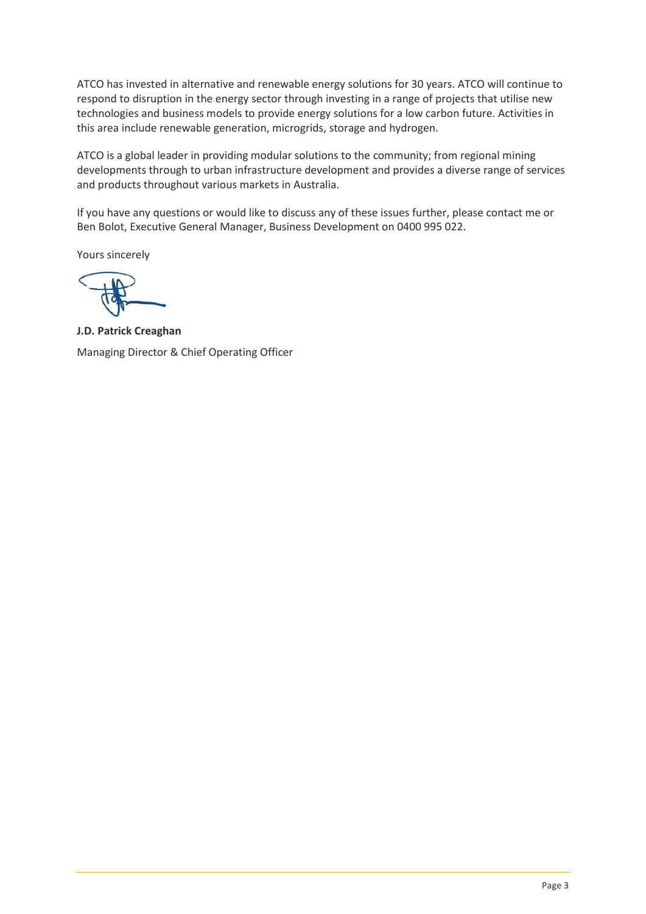ATCO has invested in alternative and renewable energy solutions for 30 years. ATCO will continue to respond to disruption in the energy sector through investing in a range of projects that utilise new technologies and business models to provide energy solutions for a low carbon future. Activities in this area include renewable generation, microgrids, storage and hydrogen.

ATCO is a global leader in providing modular solutions to the community; from regional mining developments through to urban infrastructure development and provides a diverse range of services and products throughout various markets in Australia.

If you have any questions or would like to discuss any of these issues further, please contact me or Ben Bolot, Executive General Manager, Business Development on 0400 995 022.

Yours sincerely

**J.D. Patrick Creaghan**

Managing Director & Chief Operating Officer